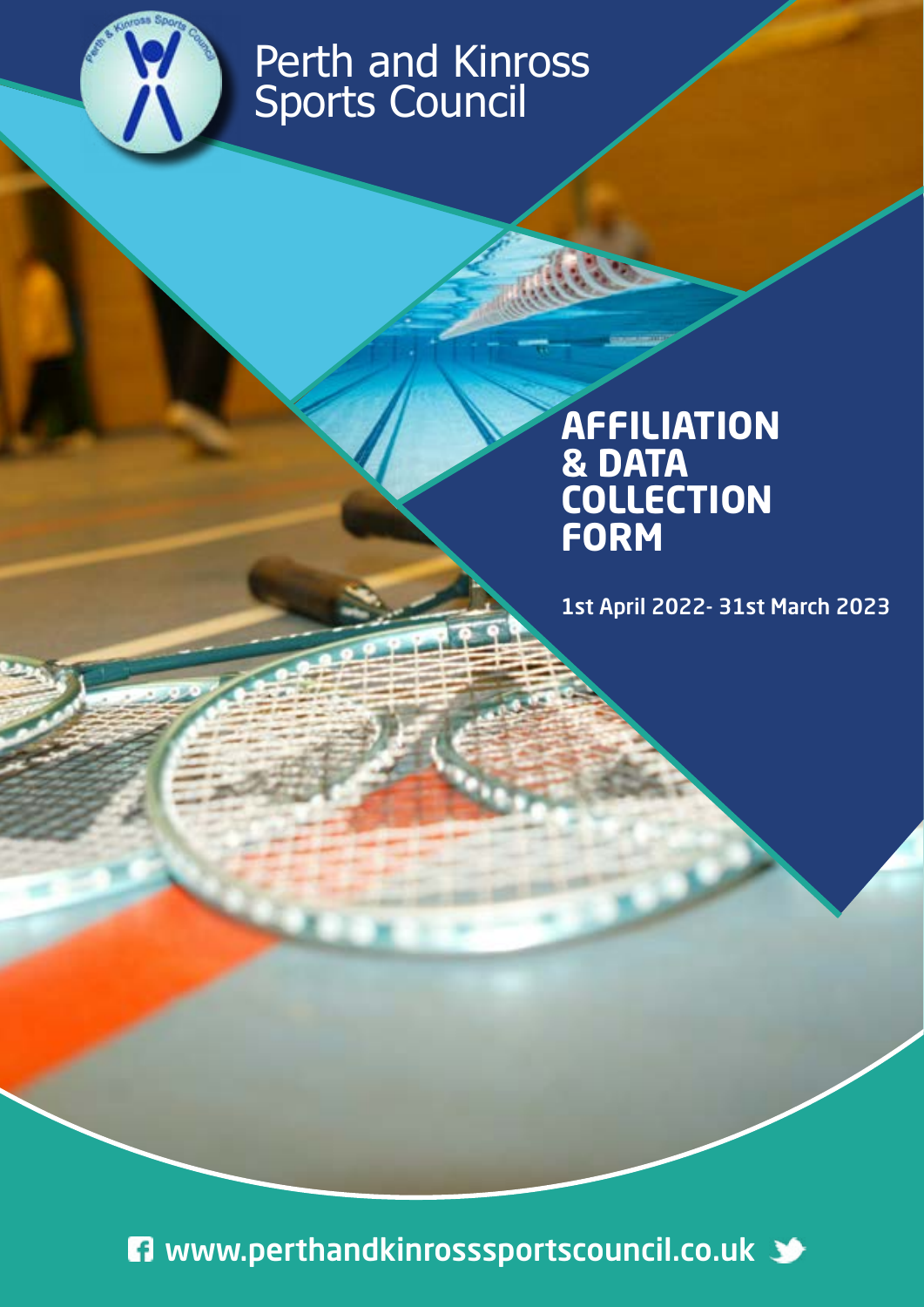# Perth and Kinross Sports Council

## AFFILIATION & DATA COLLECTION FORM

**1st April 2022- 31st March 2023**

www.perthandkinrosssportscouncil.co.uk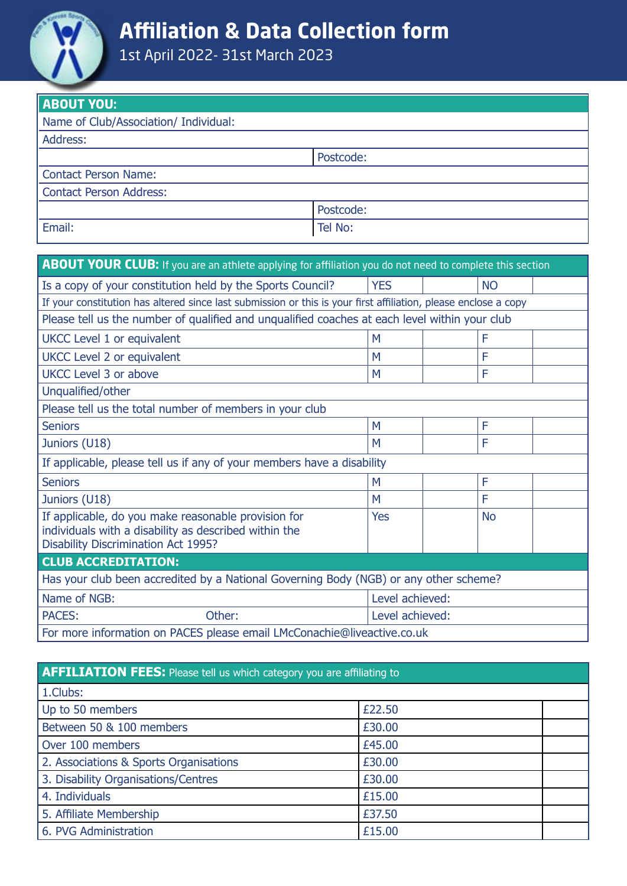# Affiliation & Data Collection form

1st April 2022- 31st March 2023

| ABOUT YOU: | |
|---|---|
| Name of Club/Association/ Individual: | |
| Address: | |
| | Postcode: |
| Contact Person Name: | |
| Contact Person Address: | |
| | Postcode: |
| Email: | Tel No: |

| **ABOUT YOUR CLUB:** If you are an athlete applying for affiliation you do not need to complete this section | | | | |
|---|---|---|---|---|
| Is a copy of your constitution held by the Sports Council? | YES | | NO | |
| If your constitution has altered since last submission or this is your first affiliation, please enclose a copy | | | | |
| Please tell us the number of qualified and unqualified coaches at each level within your club | | | | |
| UKCC Level 1 or equivalent | M | | F | |
| UKCC Level 2 or equivalent | M | | F | |
| UKCC Level 3 or above | M | | F | |
| Unqualified/other | | | | |
| Please tell us the total number of members in your club | | | | |
| Seniors | M | | F | |
| Juniors (U18) | M | | F | |
| If applicable, please tell us if any of your members have a disability | | | | |
| Seniors | M | | F | |
| Juniors (U18) | M | | F | |
| If applicable, do you make reasonable provision for individuals with a disability as described within the Disability Discrimination Act 1995? | Yes | | No | |
| **CLUB ACCREDITATION:** | | | | |
| Has your club been accredited by a National Governing Body (NGB) or any other scheme? | | | | |
| Name of NGB: | Level achieved: | | | |
| PACES: Other: | Level achieved: | | | |
| For more information on PACES please email LMcConachie@liveactive.co.uk | | | | |

| **AFFILIATION FEES:** Please tell us which category you are affiliating to | | |
|---|---|---|
| 1.Clubs: | | |
| Up to 50 members | £22.50 | |
| Between 50 & 100 members | £30.00 | |
| Over 100 members | £45.00 | |
| 2. Associations & Sports Organisations | £30.00 | |
| 3. Disability Organisations/Centres | £30.00 | |
| 4. Individuals | £15.00 | |
| 5. Affiliate Membership | £37.50 | |
| 6. PVG Administration | £15.00 | |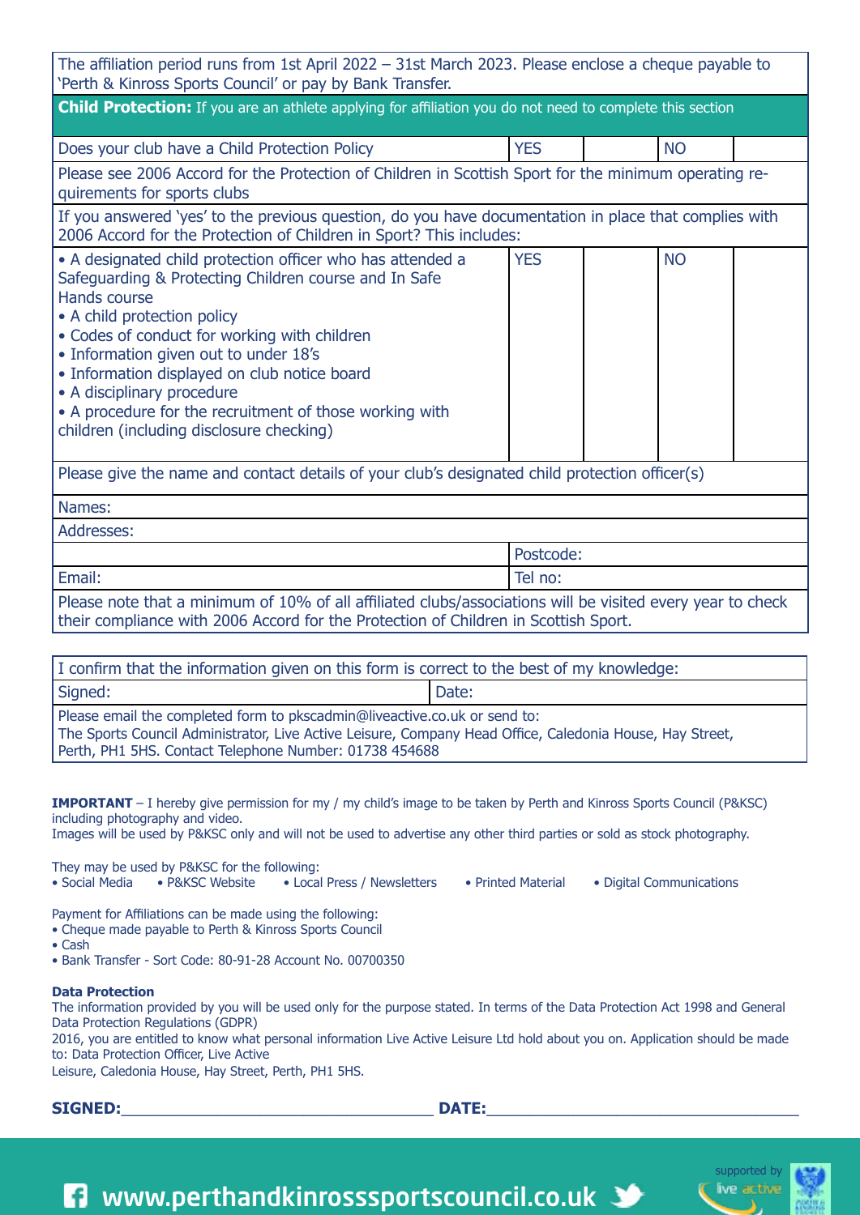The affiliation period runs from 1st April 2022 – 31st March 2023. Please enclose a cheque payable to 'Perth & Kinross Sports Council' or pay by Bank Transfer.

**Child Protection:** If you are an athlete applying for affiliation you do not need to complete this section

| | | | | |
|---|---|---|---|---|
| Does your club have a Child Protection Policy | YES | | NO | |
| Please see 2006 Accord for the Protection of Children in Scottish Sport for the minimum operating requirements for sports clubs | | | | |
| If you answered 'yes' to the previous question, do you have documentation in place that complies with 2006 Accord for the Protection of Children in Sport? This includes: | | | | |
| • A designated child protection officer who has attended a Safeguarding & Protecting Children course and In Safe Hands course<br>• A child protection policy<br>• Codes of conduct for working with children<br>• Information given out to under 18's<br>• Information displayed on club notice board<br>• A disciplinary procedure<br>• A procedure for the recruitment of those working with children (including disclosure checking) | YES | | NO | |
| Please give the name and contact details of your club's designated child protection officer(s) | | | | |
| Names: | | | | |
| Addresses: | | | | |
| | Postcode: | | | |
| Email: | Tel no: | | | |
| Please note that a minimum of 10% of all affiliated clubs/associations will be visited every year to check their compliance with 2006 Accord for the Protection of Children in Scottish Sport. | | | | |

| | |
|---|---|
| I confirm that the information given on this form is correct to the best of my knowledge: | |
| Signed: | Date: |
| Please email the completed form to pkscadmin@liveactive.co.uk or send to:<br>The Sports Council Administrator, Live Active Leisure, Company Head Office, Caledonia House, Hay Street, Perth, PH1 5HS. Contact Telephone Number: 01738 454688 | |

**IMPORTANT** – I hereby give permission for my / my child's image to be taken by Perth and Kinross Sports Council (P&KSC) including photography and video.
Images will be used by P&KSC only and will not be used to advertise any other third parties or sold as stock photography.

They may be used by P&KSC for the following:
• Social Media • P&KSC Website • Local Press / Newsletters • Printed Material • Digital Communications

Payment for Affiliations can be made using the following:
- Cheque made payable to Perth & Kinross Sports Council
- Cash
- Bank Transfer - Sort Code: 80-91-28 Account No. 00700350

**Data Protection**

The information provided by you will be used only for the purpose stated. In terms of the Data Protection Act 1998 and General Data Protection Regulations (GDPR)
2016, you are entitled to know what personal information Live Active Leisure Ltd hold about you on. Application should be made to: Data Protection Officer, Live Active
Leisure, Caledonia House, Hay Street, Perth, PH1 5HS.

**SIGNED:**\_\_\_\_\_\_\_\_\_\_\_\_\_\_\_\_\_\_\_\_\_\_\_\_\_\_\_\_ **DATE:**\_\_\_\_\_\_\_\_\_\_\_\_\_\_\_\_\_\_\_\_\_\_\_\_\_\_\_\_

www.perthandkinrosssportscouncil.co.uk

supported by live active